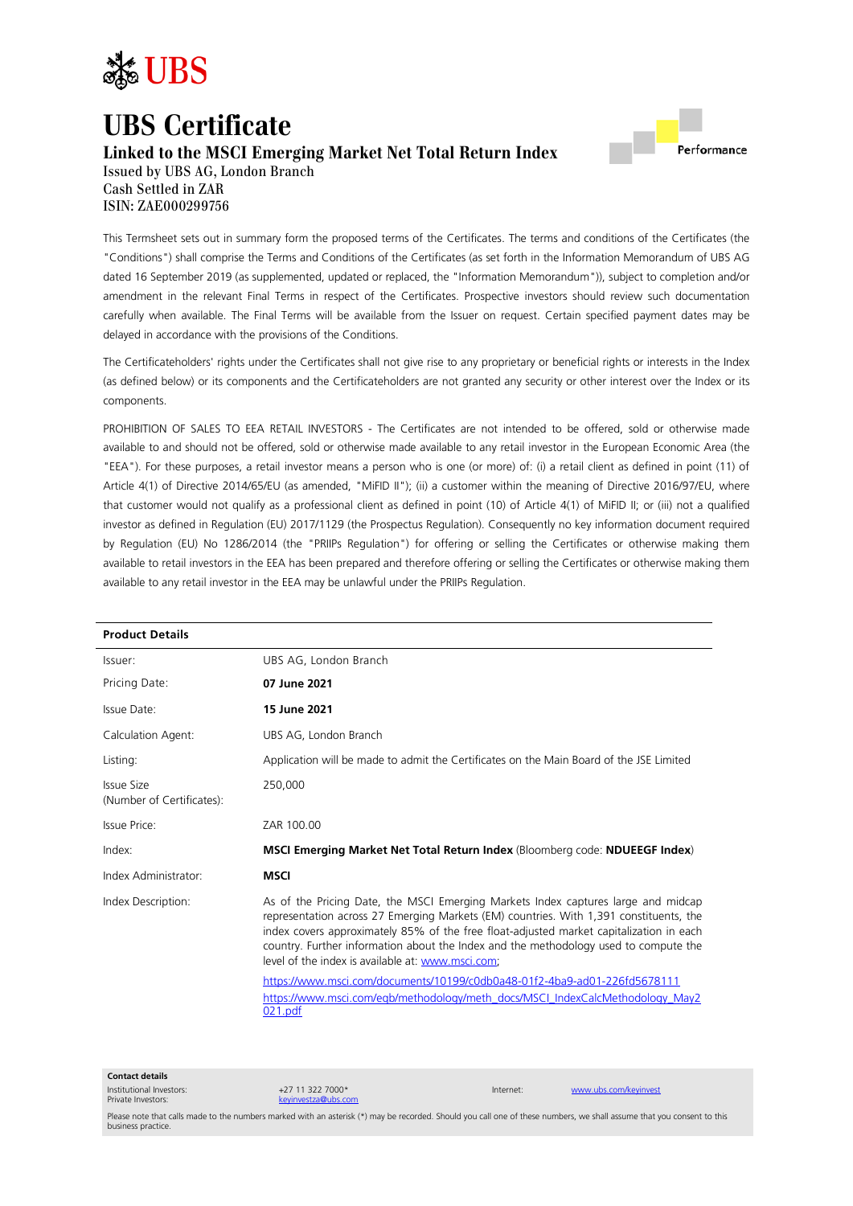# UBS Certificate

## Linked to the MSCI Emerging Market Net Total Return Index

Issued by UBS AG, London Branch
Cash Settled in ZAR
ISIN: ZAE000299756

Performance

This Termsheet sets out in summary form the proposed terms of the Certificates. The terms and conditions of the Certificates (the "Conditions") shall comprise the Terms and Conditions of the Certificates (as set forth in the Information Memorandum of UBS AG dated 16 September 2019 (as supplemented, updated or replaced, the "Information Memorandum")), subject to completion and/or amendment in the relevant Final Terms in respect of the Certificates. Prospective investors should review such documentation carefully when available. The Final Terms will be available from the Issuer on request. Certain specified payment dates may be delayed in accordance with the provisions of the Conditions.

The Certificateholders' rights under the Certificates shall not give rise to any proprietary or beneficial rights or interests in the Index (as defined below) or its components and the Certificateholders are not granted any security or other interest over the Index or its components.

PROHIBITION OF SALES TO EEA RETAIL INVESTORS - The Certificates are not intended to be offered, sold or otherwise made available to and should not be offered, sold or otherwise made available to any retail investor in the European Economic Area (the "EEA"). For these purposes, a retail investor means a person who is one (or more) of: (i) a retail client as defined in point (11) of Article 4(1) of Directive 2014/65/EU (as amended, "MiFID II"); (ii) a customer within the meaning of Directive 2016/97/EU, where that customer would not qualify as a professional client as defined in point (10) of Article 4(1) of MiFID II; or (iii) not a qualified investor as defined in Regulation (EU) 2017/1129 (the Prospectus Regulation). Consequently no key information document required by Regulation (EU) No 1286/2014 (the "PRIIPs Regulation") for offering or selling the Certificates or otherwise making them available to retail investors in the EEA has been prepared and therefore offering or selling the Certificates or otherwise making them available to any retail investor in the EEA may be unlawful under the PRIIPs Regulation.

| **Product Details** | |
|---|---|
| Issuer: | UBS AG, London Branch |
| Pricing Date: | **07 June 2021** |
| Issue Date: | **15 June 2021** |
| Calculation Agent: | UBS AG, London Branch |
| Listing: | Application will be made to admit the Certificates on the Main Board of the JSE Limited |
| Issue Size (Number of Certificates): | 250,000 |
| Issue Price: | ZAR 100.00 |
| Index: | **MSCI Emerging Market Net Total Return Index** (Bloomberg code: **NDUEEGF Index**) |
| Index Administrator: | **MSCI** |
| Index Description: | As of the Pricing Date, the MSCI Emerging Markets Index captures large and midcap representation across 27 Emerging Markets (EM) countries. With 1,391 constituents, the index covers approximately 85% of the free float-adjusted market capitalization in each country. Further information about the Index and the methodology used to compute the level of the index is available at: www.msci.com; https://www.msci.com/documents/10199/c0db0a48-01f2-4ba9-ad01-226fd5678111 https://www.msci.com/eqb/methodology/meth_docs/MSCI_IndexCalcMethodology_May2021.pdf |

**Contact details**

| | | | |
|---|---|---|---|
| Institutional Investors: | +27 11 322 7000* | Internet: | www.ubs.com/keyinvest |
| Private Investors: | keyinvestza@ubs.com | | |

Please note that calls made to the numbers marked with an asterisk (*) may be recorded. Should you call one of these numbers, we shall assume that you consent to this business practice.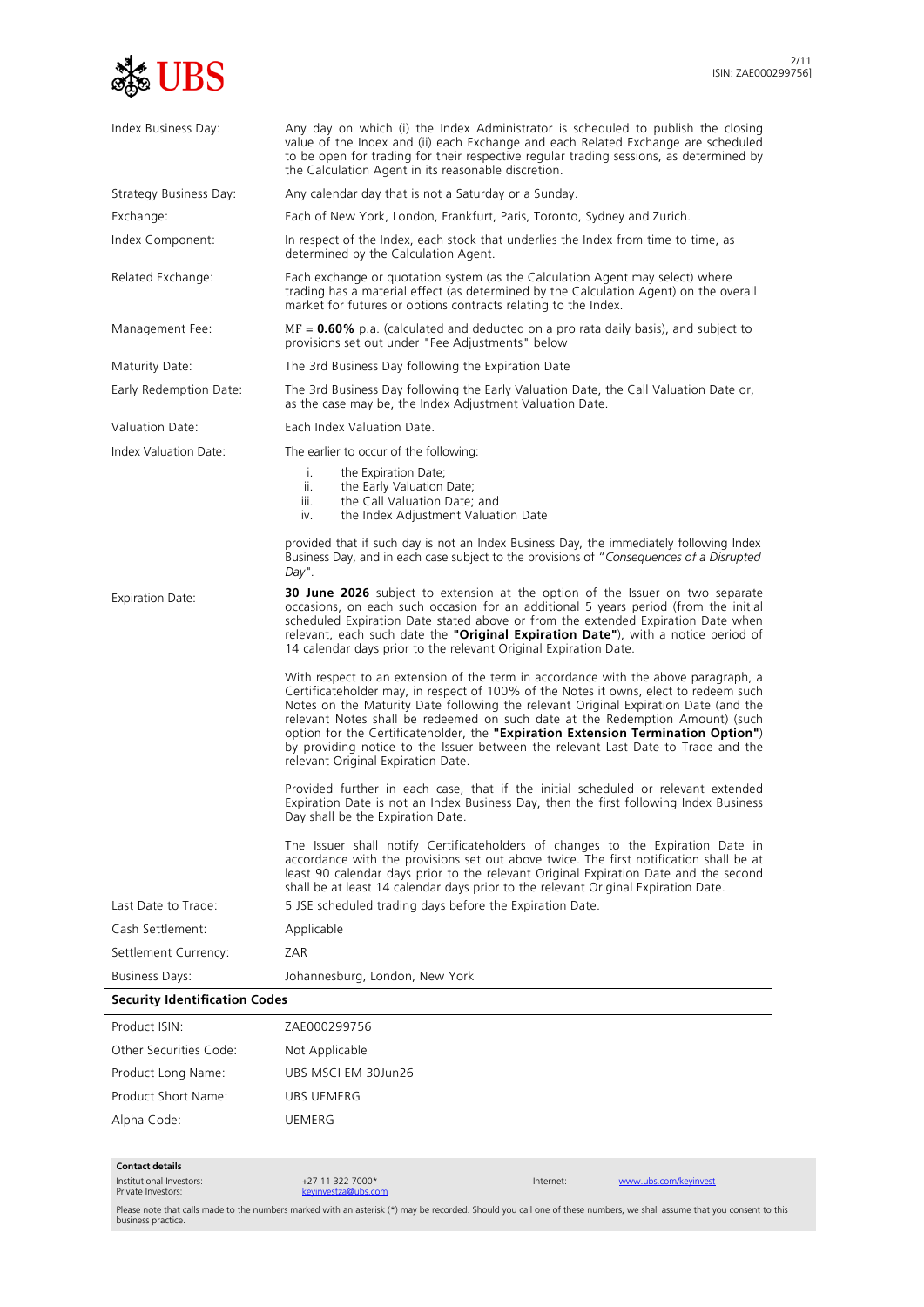| | |
|---|---|
| Index Business Day: | Any day on which (i) the Index Administrator is scheduled to publish the closing value of the Index and (ii) each Exchange and each Related Exchange are scheduled to be open for trading for their respective regular trading sessions, as determined by the Calculation Agent in its reasonable discretion. |
| Strategy Business Day: | Any calendar day that is not a Saturday or a Sunday. |
| Exchange: | Each of New York, London, Frankfurt, Paris, Toronto, Sydney and Zurich. |
| Index Component: | In respect of the Index, each stock that underlies the Index from time to time, as determined by the Calculation Agent. |
| Related Exchange: | Each exchange or quotation system (as the Calculation Agent may select) where trading has a material effect (as determined by the Calculation Agent) on the overall market for futures or options contracts relating to the Index. |
| Management Fee: | MF = **0.60%** p.a. (calculated and deducted on a pro rata daily basis), and subject to provisions set out under "Fee Adjustments" below |
| Maturity Date: | The 3rd Business Day following the Expiration Date |
| Early Redemption Date: | The 3rd Business Day following the Early Valuation Date, the Call Valuation Date or, as the case may be, the Index Adjustment Valuation Date. |
| Valuation Date: | Each Index Valuation Date. |
| Index Valuation Date: | The earlier to occur of the following:<br>i. the Expiration Date;<br>ii. the Early Valuation Date;<br>iii. the Call Valuation Date; and<br>iv. the Index Adjustment Valuation Date<br><br>provided that if such day is not an Index Business Day, the immediately following Index Business Day, and in each case subject to the provisions of "*Consequences of a Disrupted Day*". |
| Expiration Date: | **30 June 2026** subject to extension at the option of the Issuer on two separate occasions, on each such occasion for an additional 5 years period (from the initial scheduled Expiration Date stated above or from the extended Expiration Date when relevant, each such date the **"Original Expiration Date"**), with a notice period of 14 calendar days prior to the relevant Original Expiration Date.<br><br>With respect to an extension of the term in accordance with the above paragraph, a Certificateholder may, in respect of 100% of the Notes it owns, elect to redeem such Notes on the Maturity Date following the relevant Original Expiration Date (and the relevant Notes shall be redeemed on such date at the Redemption Amount) (such option for the Certificateholder, the **"Expiration Extension Termination Option"**) by providing notice to the Issuer between the relevant Last Date to Trade and the relevant Original Expiration Date.<br><br>Provided further in each case, that if the initial scheduled or relevant extended Expiration Date is not an Index Business Day, then the first following Index Business Day shall be the Expiration Date.<br><br>The Issuer shall notify Certificateholders of changes to the Expiration Date in accordance with the provisions set out above twice. The first notification shall be at least 90 calendar days prior to the relevant Original Expiration Date and the second shall be at least 14 calendar days prior to the relevant Original Expiration Date. |
| Last Date to Trade: | 5 JSE scheduled trading days before the Expiration Date. |
| Cash Settlement: | Applicable |
| Settlement Currency: | ZAR |
| Business Days: | Johannesburg, London, New York |

## Security Identification Codes

| | |
|---|---|
| Product ISIN: | ZAE000299756 |
| Other Securities Code: | Not Applicable |
| Product Long Name: | UBS MSCI EM 30Jun26 |
| Product Short Name: | UBS UEMERG |
| Alpha Code: | UEMERG |

**Contact details**

Institutional Investors: +27 11 322 7000*
Private Investors: keyinvestza@ubs.com
Internet: www.ubs.com/keyinvest

Please note that calls made to the numbers marked with an asterisk (*) may be recorded. Should you call one of these numbers, we shall assume that you consent to this business practice.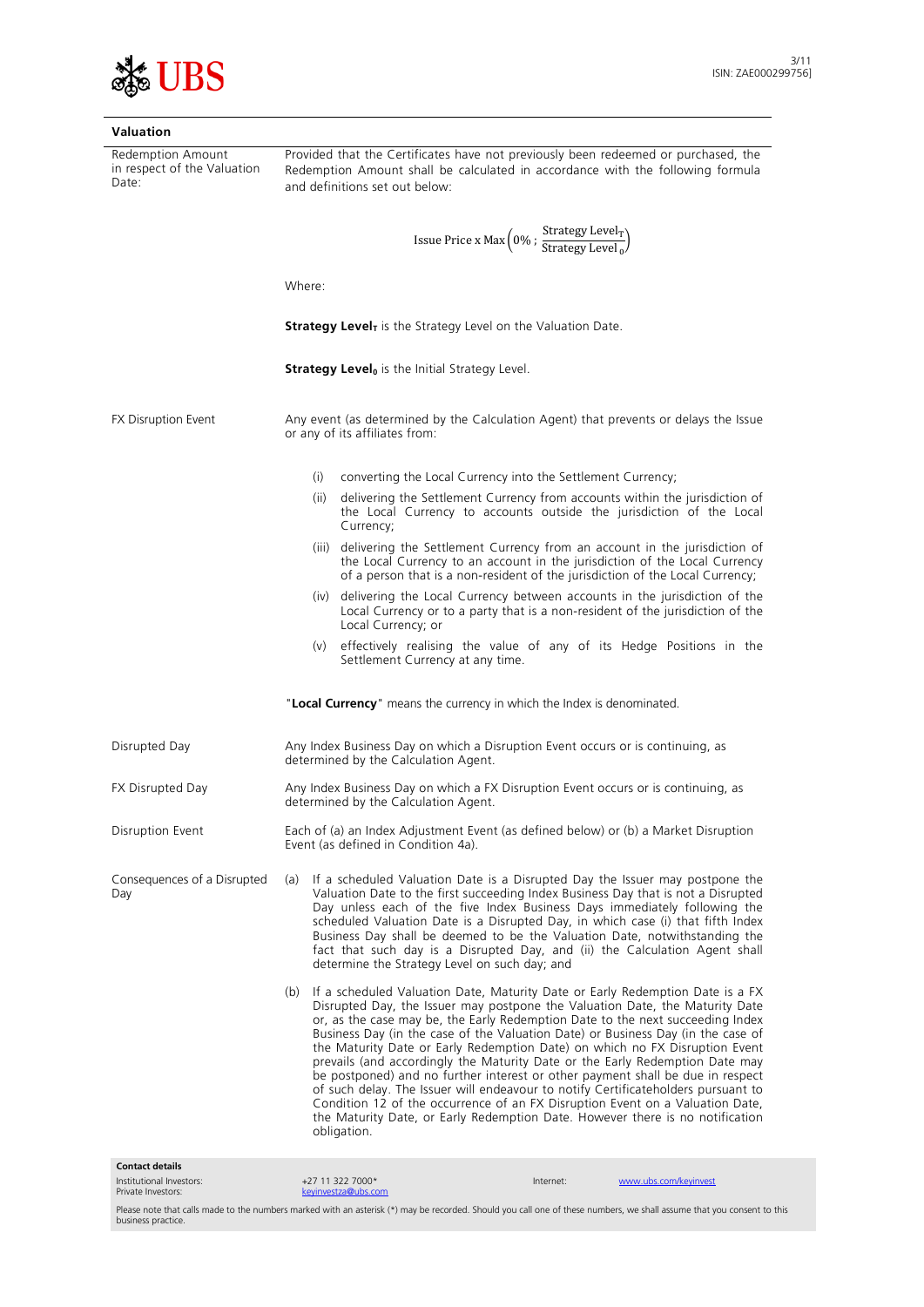## Valuation

| | |
|---|---|
| Redemption Amount in respect of the Valuation Date: | Provided that the Certificates have not previously been redeemed or purchased, the Redemption Amount shall be calculated in accordance with the following formula and definitions set out below: $$\text{Issue Price x Max}\left(0\%\,;\,\frac{\text{Strategy Level}_T}{\text{Strategy Level}_0}\right)$$ Where: **Strategy Level$_T$** is the Strategy Level on the Valuation Date. **Strategy Level$_0$** is the Initial Strategy Level. |
| FX Disruption Event | Any event (as determined by the Calculation Agent) that prevents or delays the Issue or any of its affiliates from: (i) converting the Local Currency into the Settlement Currency; (ii) delivering the Settlement Currency from accounts within the jurisdiction of the Local Currency to accounts outside the jurisdiction of the Local Currency; (iii) delivering the Settlement Currency from an account in the jurisdiction of the Local Currency to an account in the jurisdiction of the Local Currency of a person that is a non-resident of the jurisdiction of the Local Currency; (iv) delivering the Local Currency between accounts in the jurisdiction of the Local Currency or to a party that is a non-resident of the jurisdiction of the Local Currency; or (v) effectively realising the value of any of its Hedge Positions in the Settlement Currency at any time. "**Local Currency**" means the currency in which the Index is denominated. |
| Disrupted Day | Any Index Business Day on which a Disruption Event occurs or is continuing, as determined by the Calculation Agent. |
| FX Disrupted Day | Any Index Business Day on which a FX Disruption Event occurs or is continuing, as determined by the Calculation Agent. |
| Disruption Event | Each of (a) an Index Adjustment Event (as defined below) or (b) a Market Disruption Event (as defined in Condition 4a). |
| Consequences of a Disrupted Day | (a) If a scheduled Valuation Date is a Disrupted Day the Issuer may postpone the Valuation Date to the first succeeding Index Business Day that is not a Disrupted Day unless each of the five Index Business Days immediately following the scheduled Valuation Date is a Disrupted Day, in which case (i) that fifth Index Business Day shall be deemed to be the Valuation Date, notwithstanding the fact that such day is a Disrupted Day, and (ii) the Calculation Agent shall determine the Strategy Level on such day; and (b) If a scheduled Valuation Date, Maturity Date or Early Redemption Date is a FX Disrupted Day, the Issuer may postpone the Valuation Date, the Maturity Date or, as the case may be, the Early Redemption Date to the next succeeding Index Business Day (in the case of the Valuation Date) or Business Day (in the case of the Maturity Date or Early Redemption Date) on which no FX Disruption Event prevails (and accordingly the Maturity Date or the Early Redemption Date may be postponed) and no further interest or other payment shall be due in respect of such delay. The Issuer will endeavour to notify Certificateholders pursuant to Condition 12 of the occurrence of an FX Disruption Event on a Valuation Date, the Maturity Date, or Early Redemption Date. However there is no notification obligation. |

**Contact details**

| | | | |
|---|---|---|---|
| Institutional Investors: Private Investors: | +27 11 322 7000* keyinvestza@ubs.com | Internet: | www.ubs.com/keyinvest |

Please note that calls made to the numbers marked with an asterisk (*) may be recorded. Should you call one of these numbers, we shall assume that you consent to this business practice.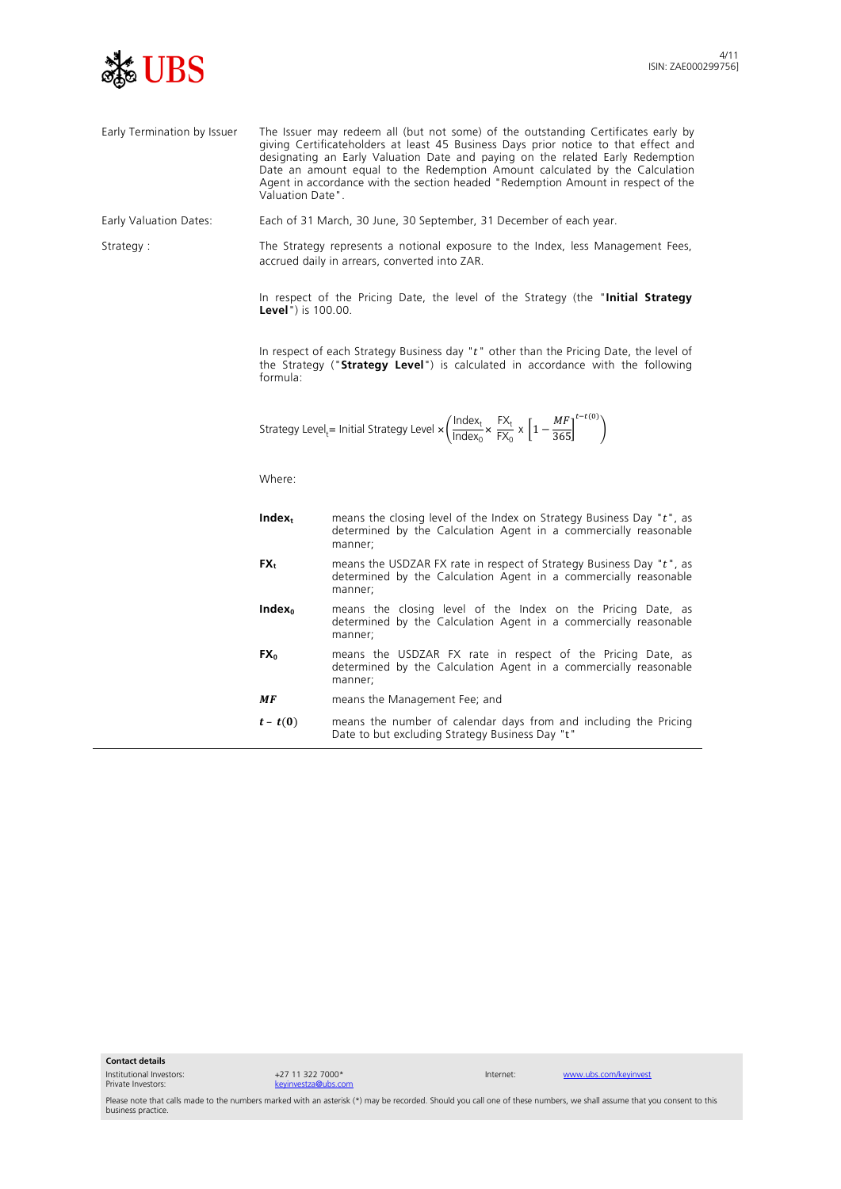| | |
|---|---|
| Early Termination by Issuer | The Issuer may redeem all (but not some) of the outstanding Certificates early by giving Certificateholders at least 45 Business Days prior notice to that effect and designating an Early Valuation Date and paying on the related Early Redemption Date an amount equal to the Redemption Amount calculated by the Calculation Agent in accordance with the section headed "Redemption Amount in respect of the Valuation Date". |
| Early Valuation Dates: | Each of 31 March, 30 June, 30 September, 31 December of each year. |
| Strategy : | The Strategy represents a notional exposure to the Index, less Management Fees, accrued daily in arrears, converted into ZAR. |

In respect of the Pricing Date, the level of the Strategy (the "**Initial Strategy Level**") is 100.00.

In respect of each Strategy Business day "$t$" other than the Pricing Date, the level of the Strategy ("**Strategy Level**") is calculated in accordance with the following formula:

$$\text{Strategy Level}_t = \text{Initial Strategy Level} \times \left( \frac{\text{Index}_t}{\text{Index}_0} \times \frac{\text{FX}_t}{\text{FX}_0} \times \left[ 1 - \frac{MF}{365} \right]^{t-t(0)} \right)$$

Where:

| | |
|---|---|
| **$\text{Index}_t$** | means the closing level of the Index on Strategy Business Day "$t$", as determined by the Calculation Agent in a commercially reasonable manner; |
| **$\text{FX}_t$** | means the USDZAR FX rate in respect of Strategy Business Day "$t$", as determined by the Calculation Agent in a commercially reasonable manner; |
| **$\text{Index}_0$** | means the closing level of the Index on the Pricing Date, as determined by the Calculation Agent in a commercially reasonable manner; |
| **$\text{FX}_0$** | means the USDZAR FX rate in respect of the Pricing Date, as determined by the Calculation Agent in a commercially reasonable manner; |
| **$MF$** | means the Management Fee; and |
| **$t - t(0)$** | means the number of calendar days from and including the Pricing Date to but excluding Strategy Business Day "t" |

**Contact details**

Institutional Investors: +27 11 322 7000*
Private Investors: keyinvestza@ubs.com
Internet: www.ubs.com/keyinvest

Please note that calls made to the numbers marked with an asterisk (*) may be recorded. Should you call one of these numbers, we shall assume that you consent to this business practice.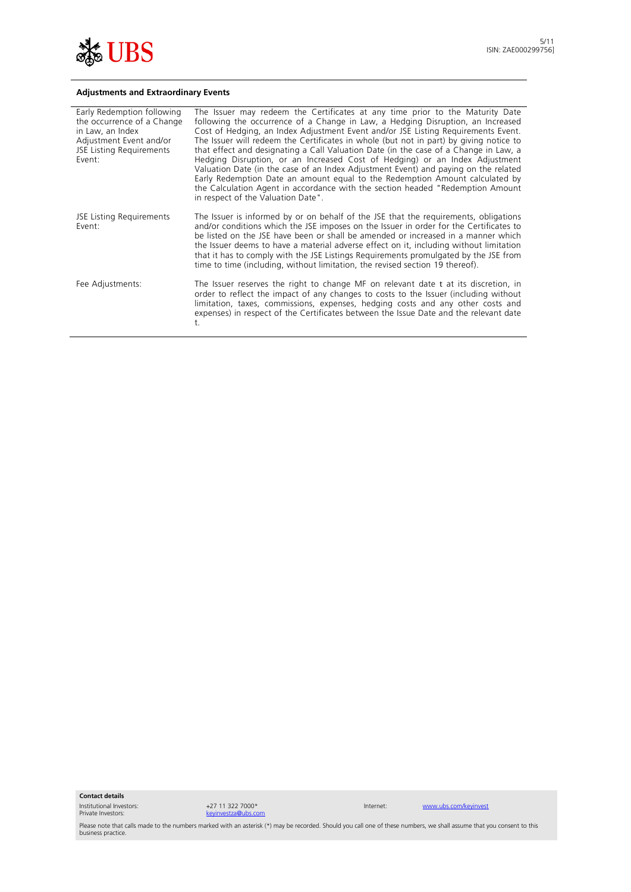## Adjustments and Extraordinary Events

| | |
|---|---|
| Early Redemption following the occurrence of a Change in Law, an Index Adjustment Event and/or JSE Listing Requirements Event: | The Issuer may redeem the Certificates at any time prior to the Maturity Date following the occurrence of a Change in Law, a Hedging Disruption, an Increased Cost of Hedging, an Index Adjustment Event and/or JSE Listing Requirements Event. The Issuer will redeem the Certificates in whole (but not in part) by giving notice to that effect and designating a Call Valuation Date (in the case of a Change in Law, a Hedging Disruption, or an Increased Cost of Hedging) or an Index Adjustment Valuation Date (in the case of an Index Adjustment Event) and paying on the related Early Redemption Date an amount equal to the Redemption Amount calculated by the Calculation Agent in accordance with the section headed "Redemption Amount in respect of the Valuation Date". |
| JSE Listing Requirements Event: | The Issuer is informed by or on behalf of the JSE that the requirements, obligations and/or conditions which the JSE imposes on the Issuer in order for the Certificates to be listed on the JSE have been or shall be amended or increased in a manner which the Issuer deems to have a material adverse effect on it, including without limitation that it has to comply with the JSE Listings Requirements promulgated by the JSE from time to time (including, without limitation, the revised section 19 thereof). |
| Fee Adjustments: | The Issuer reserves the right to change MF on relevant date t at its discretion, in order to reflect the impact of any changes to costs to the Issuer (including without limitation, taxes, commissions, expenses, hedging costs and any other costs and expenses) in respect of the Certificates between the Issue Date and the relevant date t. |

**Contact details**

Institutional Investors: +27 11 322 7000*

Private Investors: keyinvestza@ubs.com

Internet: www.ubs.com/keyinvest

Please note that calls made to the numbers marked with an asterisk (*) may be recorded. Should you call one of these numbers, we shall assume that you consent to this business practice.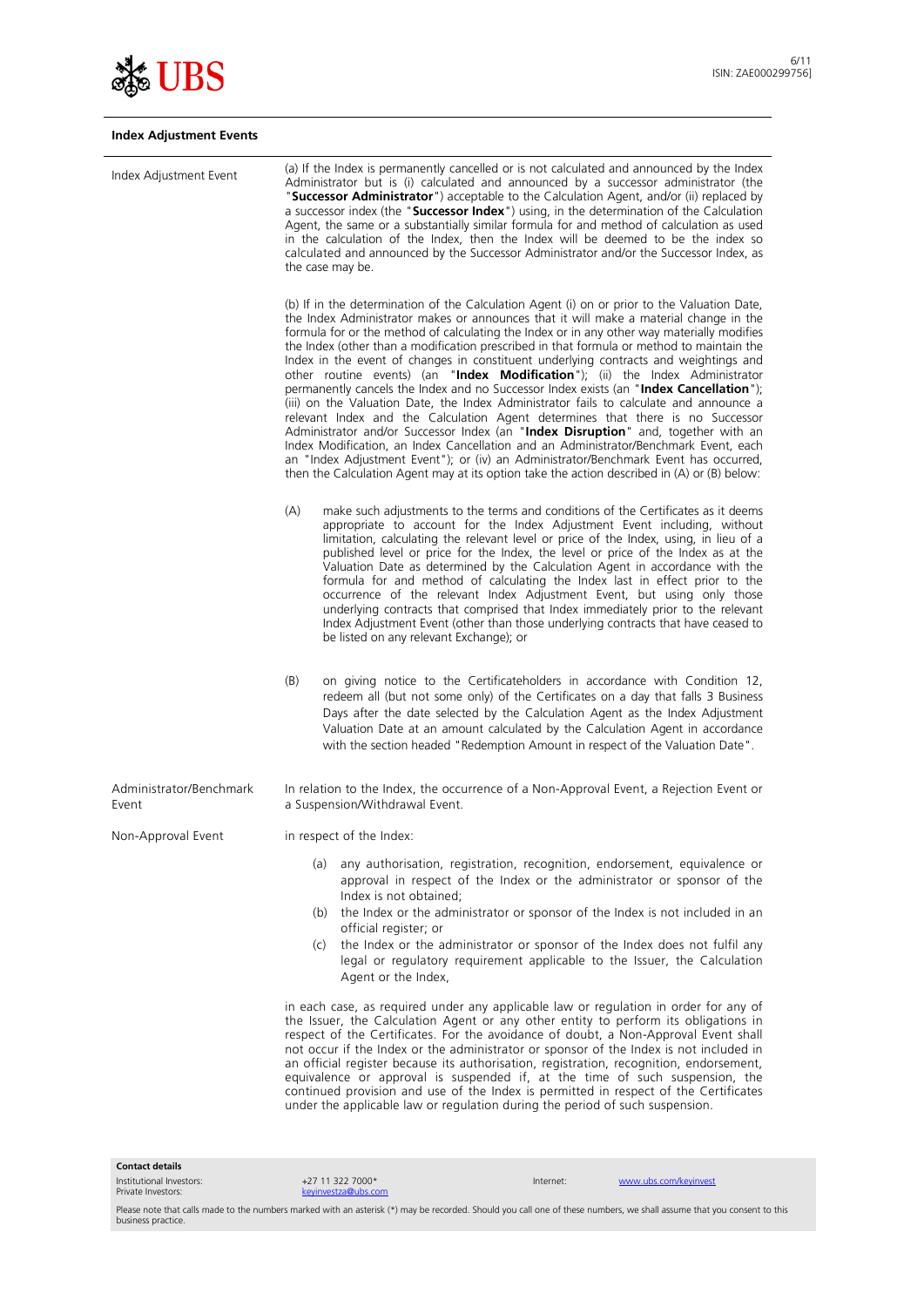## Index Adjustment Events

| | |
|---|---|
| Index Adjustment Event | (a) If the Index is permanently cancelled or is not calculated and announced by the Index Administrator but is (i) calculated and announced by a successor administrator (the "**Successor Administrator**") acceptable to the Calculation Agent, and/or (ii) replaced by a successor index (the "**Successor Index**") using, in the determination of the Calculation Agent, the same or a substantially similar formula for and method of calculation as used in the calculation of the Index, then the Index will be deemed to be the index so calculated and announced by the Successor Administrator and/or the Successor Index, as the case may be.<br><br>(b) If in the determination of the Calculation Agent (i) on or prior to the Valuation Date, the Index Administrator makes or announces that it will make a material change in the formula for or the method of calculating the Index or in any other way materially modifies the Index (other than a modification prescribed in that formula or method to maintain the Index in the event of changes in constituent underlying contracts and weightings and other routine events) (an "**Index Modification**"); (ii) the Index Administrator permanently cancels the Index and no Successor Index exists (an "**Index Cancellation**"); (iii) on the Valuation Date, the Index Administrator fails to calculate and announce a relevant Index and the Calculation Agent determines that there is no Successor Administrator and/or Successor Index (an "**Index Disruption**" and, together with an Index Modification, an Index Cancellation and an Administrator/Benchmark Event, each an "Index Adjustment Event"); or (iv) an Administrator/Benchmark Event has occurred, then the Calculation Agent may at its option take the action described in (A) or (B) below:<br><br>(A) make such adjustments to the terms and conditions of the Certificates as it deems appropriate to account for the Index Adjustment Event including, without limitation, calculating the relevant level or price of the Index, using, in lieu of a published level or price for the Index, the level or price of the Index as at the Valuation Date as determined by the Calculation Agent in accordance with the formula for and method of calculating the Index last in effect prior to the occurrence of the relevant Index Adjustment Event, but using only those underlying contracts that comprised that Index immediately prior to the relevant Index Adjustment Event (other than those underlying contracts that have ceased to be listed on any relevant Exchange); or<br><br>(B) on giving notice to the Certificateholders in accordance with Condition 12, redeem all (but not some only) of the Certificates on a day that falls 3 Business Days after the date selected by the Calculation Agent as the Index Adjustment Valuation Date at an amount calculated by the Calculation Agent in accordance with the section headed "Redemption Amount in respect of the Valuation Date". |
| Administrator/Benchmark Event | In relation to the Index, the occurrence of a Non-Approval Event, a Rejection Event or a Suspension/Withdrawal Event. |
| Non-Approval Event | in respect of the Index:<br><br>(a) any authorisation, registration, recognition, endorsement, equivalence or approval in respect of the Index or the administrator or sponsor of the Index is not obtained;<br>(b) the Index or the administrator or sponsor of the Index is not included in an official register; or<br>(c) the Index or the administrator or sponsor of the Index does not fulfil any legal or regulatory requirement applicable to the Issuer, the Calculation Agent or the Index,<br><br>in each case, as required under any applicable law or regulation in order for any of the Issuer, the Calculation Agent or any other entity to perform its obligations in respect of the Certificates. For the avoidance of doubt, a Non-Approval Event shall not occur if the Index or the administrator or sponsor of the Index is not included in an official register because its authorisation, registration, recognition, endorsement, equivalence or approval is suspended if, at the time of such suspension, the continued provision and use of the Index is permitted in respect of the Certificates under the applicable law or regulation during the period of such suspension. |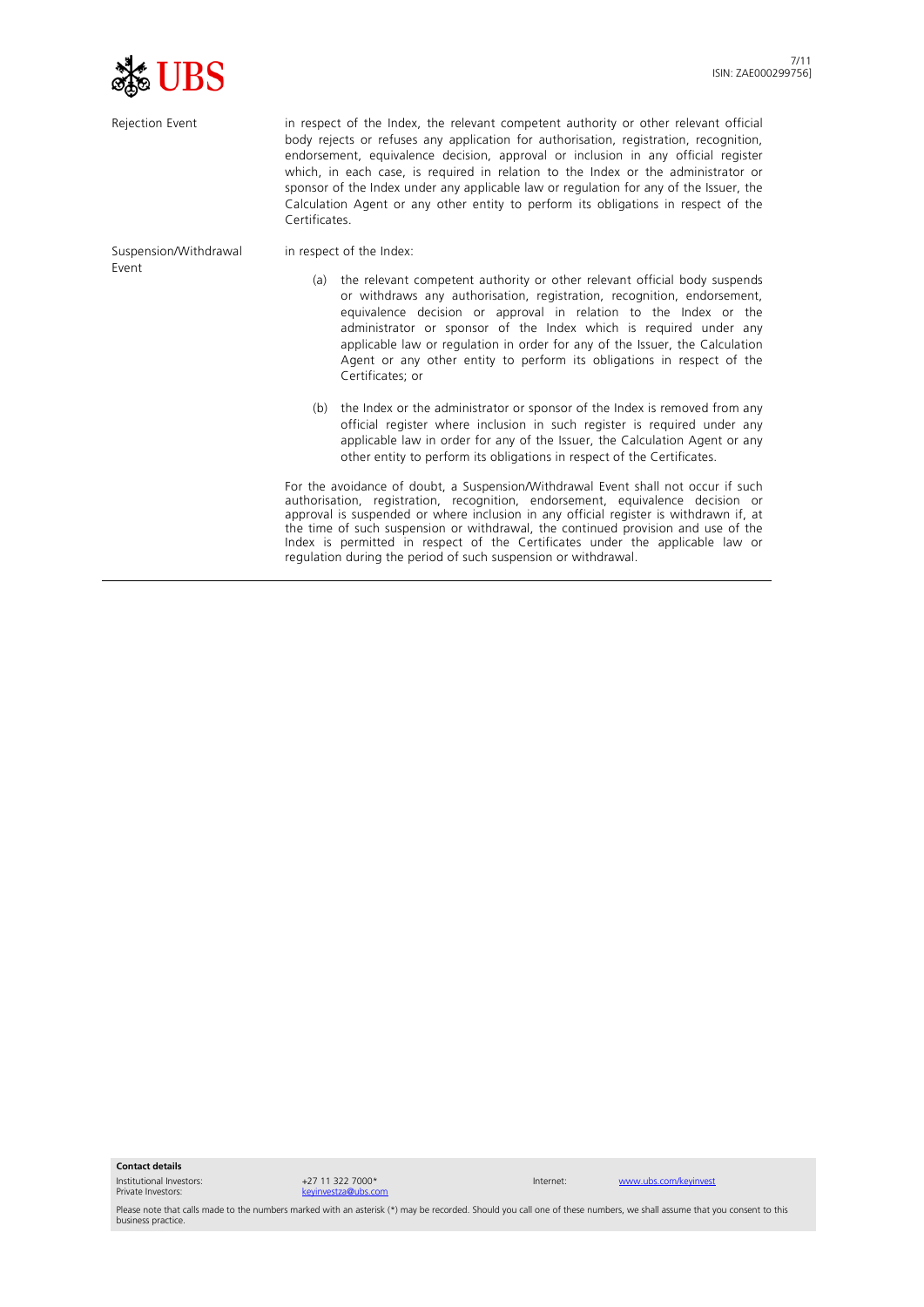| | |
|---|---|
| Rejection Event | in respect of the Index, the relevant competent authority or other relevant official body rejects or refuses any application for authorisation, registration, recognition, endorsement, equivalence decision, approval or inclusion in any official register which, in each case, is required in relation to the Index or the administrator or sponsor of the Index under any applicable law or regulation for any of the Issuer, the Calculation Agent or any other entity to perform its obligations in respect of the Certificates. |
| Suspension/Withdrawal Event | in respect of the Index:<br><br>(a) the relevant competent authority or other relevant official body suspends or withdraws any authorisation, registration, recognition, endorsement, equivalence decision or approval in relation to the Index or the administrator or sponsor of the Index which is required under any applicable law or regulation in order for any of the Issuer, the Calculation Agent or any other entity to perform its obligations in respect of the Certificates; or<br><br>(b) the Index or the administrator or sponsor of the Index is removed from any official register where inclusion in such register is required under any applicable law in order for any of the Issuer, the Calculation Agent or any other entity to perform its obligations in respect of the Certificates.<br><br>For the avoidance of doubt, a Suspension/Withdrawal Event shall not occur if such authorisation, registration, recognition, endorsement, equivalence decision or approval is suspended or where inclusion in any official register is withdrawn if, at the time of such suspension or withdrawal, the continued provision and use of the Index is permitted in respect of the Certificates under the applicable law or regulation during the period of such suspension or withdrawal. |

**Contact details**

Institutional Investors: +27 11 322 7000*
Private Investors: keyinvestza@ubs.com
Internet: www.ubs.com/keyinvest

Please note that calls made to the numbers marked with an asterisk (*) may be recorded. Should you call one of these numbers, we shall assume that you consent to this business practice.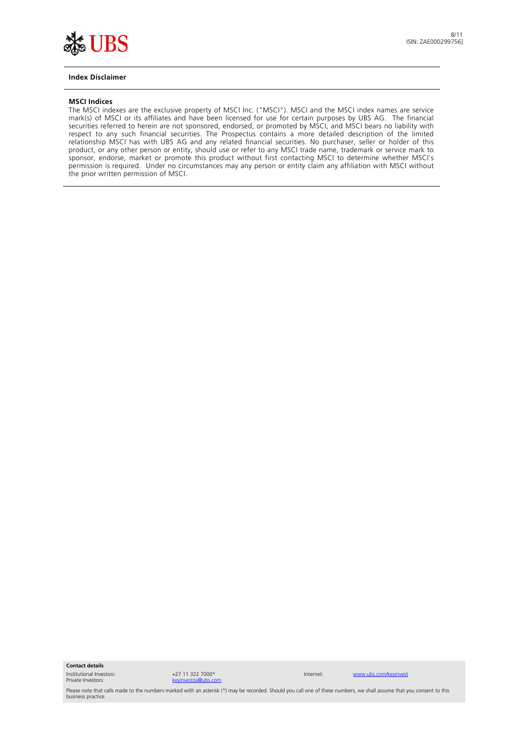## Index Disclaimer

### MSCI Indices

The MSCI indexes are the exclusive property of MSCI Inc. ("MSCI"). MSCI and the MSCI index names are service mark(s) of MSCI or its affiliates and have been licensed for use for certain purposes by UBS AG. The financial securities referred to herein are not sponsored, endorsed, or promoted by MSCI, and MSCI bears no liability with respect to any such financial securities. The Prospectus contains a more detailed description of the limited relationship MSCI has with UBS AG and any related financial securities. No purchaser, seller or holder of this product, or any other person or entity, should use or refer to any MSCI trade name, trademark or service mark to sponsor, endorse, market or promote this product without first contacting MSCI to determine whether MSCI's permission is required. Under no circumstances may any person or entity claim any affiliation with MSCI without the prior written permission of MSCI.

**Contact details**

| | | | |
|---|---|---|---|
| Institutional Investors: | +27 11 322 7000* | Internet: | www.ubs.com/keyinvest |
| Private Investors: | keyinvestza@ubs.com | | |

Please note that calls made to the numbers marked with an asterisk (*) may be recorded. Should you call one of these numbers, we shall assume that you consent to this business practice.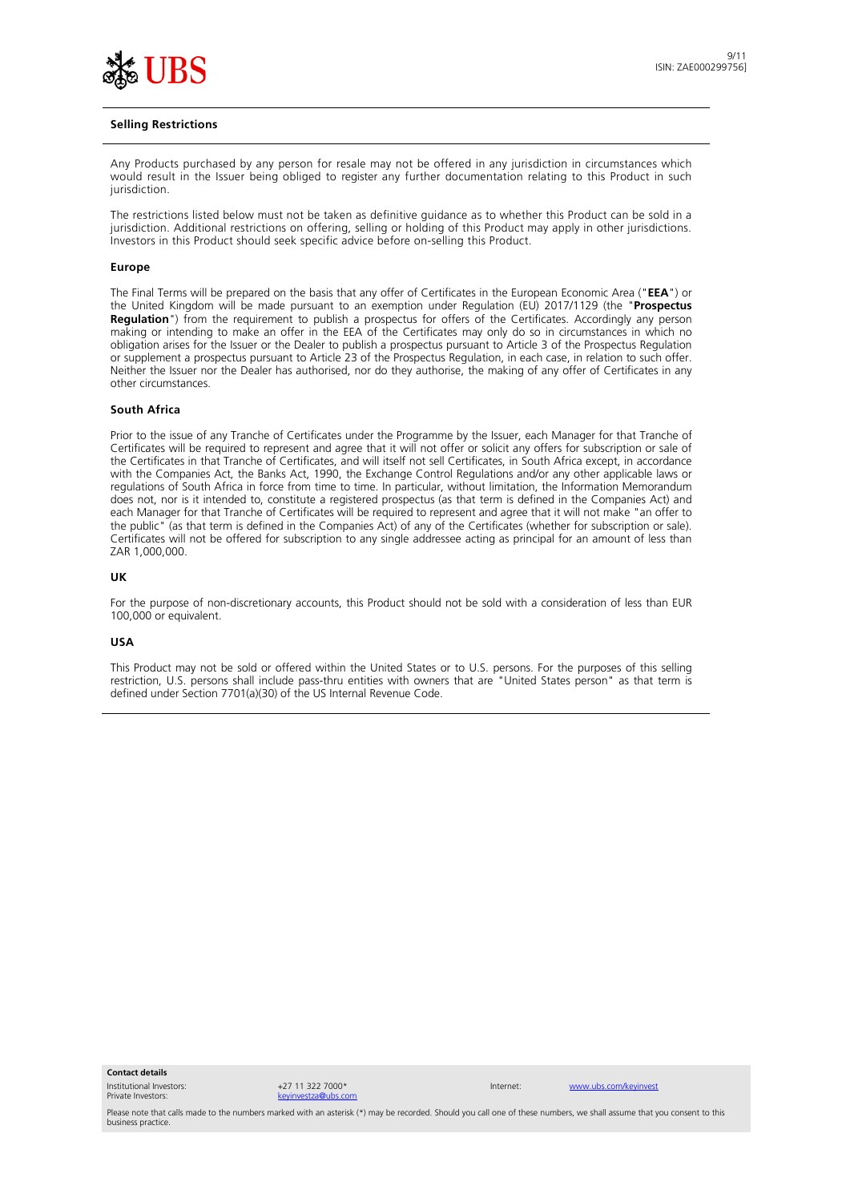## Selling Restrictions

Any Products purchased by any person for resale may not be offered in any jurisdiction in circumstances which would result in the Issuer being obliged to register any further documentation relating to this Product in such jurisdiction.

The restrictions listed below must not be taken as definitive guidance as to whether this Product can be sold in a jurisdiction. Additional restrictions on offering, selling or holding of this Product may apply in other jurisdictions. Investors in this Product should seek specific advice before on-selling this Product.

### Europe

The Final Terms will be prepared on the basis that any offer of Certificates in the European Economic Area ("**EEA**") or the United Kingdom will be made pursuant to an exemption under Regulation (EU) 2017/1129 (the "**Prospectus Regulation**") from the requirement to publish a prospectus for offers of the Certificates. Accordingly any person making or intending to make an offer in the EEA of the Certificates may only do so in circumstances in which no obligation arises for the Issuer or the Dealer to publish a prospectus pursuant to Article 3 of the Prospectus Regulation or supplement a prospectus pursuant to Article 23 of the Prospectus Regulation, in each case, in relation to such offer. Neither the Issuer nor the Dealer has authorised, nor do they authorise, the making of any offer of Certificates in any other circumstances.

### South Africa

Prior to the issue of any Tranche of Certificates under the Programme by the Issuer, each Manager for that Tranche of Certificates will be required to represent and agree that it will not offer or solicit any offers for subscription or sale of the Certificates in that Tranche of Certificates, and will itself not sell Certificates, in South Africa except, in accordance with the Companies Act, the Banks Act, 1990, the Exchange Control Regulations and/or any other applicable laws or regulations of South Africa in force from time to time. In particular, without limitation, the Information Memorandum does not, nor is it intended to, constitute a registered prospectus (as that term is defined in the Companies Act) and each Manager for that Tranche of Certificates will be required to represent and agree that it will not make "an offer to the public" (as that term is defined in the Companies Act) of any of the Certificates (whether for subscription or sale). Certificates will not be offered for subscription to any single addressee acting as principal for an amount of less than ZAR 1,000,000.

### UK

For the purpose of non-discretionary accounts, this Product should not be sold with a consideration of less than EUR 100,000 or equivalent.

### USA

This Product may not be sold or offered within the United States or to U.S. persons. For the purposes of this selling restriction, U.S. persons shall include pass-thru entities with owners that are "United States person" as that term is defined under Section 7701(a)(30) of the US Internal Revenue Code.

**Contact details**

| | | | |
|---|---|---|---|
| Institutional Investors: | +27 11 322 7000* | Internet: | www.ubs.com/keyinvest |
| Private Investors: | keyinvestza@ubs.com | | |

Please note that calls made to the numbers marked with an asterisk (*) may be recorded. Should you call one of these numbers, we shall assume that you consent to this business practice.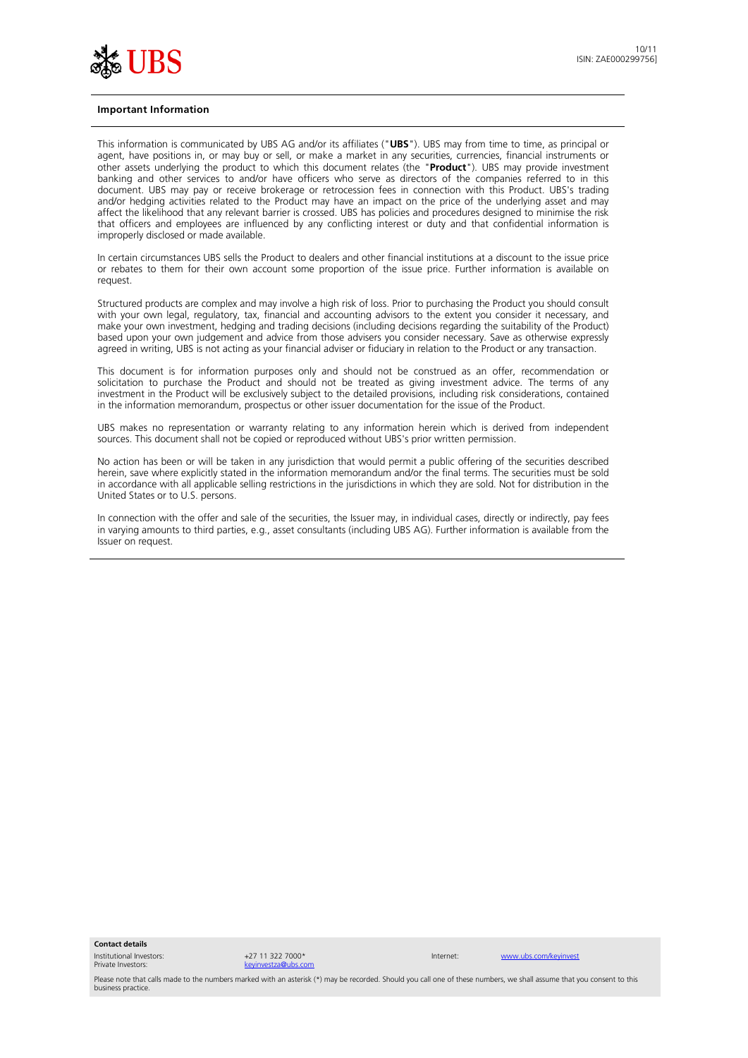## Important Information

This information is communicated by UBS AG and/or its affiliates ("**UBS**"). UBS may from time to time, as principal or agent, have positions in, or may buy or sell, or make a market in any securities, currencies, financial instruments or other assets underlying the product to which this document relates (the "**Product**"). UBS may provide investment banking and other services to and/or have officers who serve as directors of the companies referred to in this document. UBS may pay or receive brokerage or retrocession fees in connection with this Product. UBS's trading and/or hedging activities related to the Product may have an impact on the price of the underlying asset and may affect the likelihood that any relevant barrier is crossed. UBS has policies and procedures designed to minimise the risk that officers and employees are influenced by any conflicting interest or duty and that confidential information is improperly disclosed or made available.

In certain circumstances UBS sells the Product to dealers and other financial institutions at a discount to the issue price or rebates to them for their own account some proportion of the issue price. Further information is available on request.

Structured products are complex and may involve a high risk of loss. Prior to purchasing the Product you should consult with your own legal, regulatory, tax, financial and accounting advisors to the extent you consider it necessary, and make your own investment, hedging and trading decisions (including decisions regarding the suitability of the Product) based upon your own judgement and advice from those advisers you consider necessary. Save as otherwise expressly agreed in writing, UBS is not acting as your financial adviser or fiduciary in relation to the Product or any transaction.

This document is for information purposes only and should not be construed as an offer, recommendation or solicitation to purchase the Product and should not be treated as giving investment advice. The terms of any investment in the Product will be exclusively subject to the detailed provisions, including risk considerations, contained in the information memorandum, prospectus or other issuer documentation for the issue of the Product.

UBS makes no representation or warranty relating to any information herein which is derived from independent sources. This document shall not be copied or reproduced without UBS's prior written permission.

No action has been or will be taken in any jurisdiction that would permit a public offering of the securities described herein, save where explicitly stated in the information memorandum and/or the final terms. The securities must be sold in accordance with all applicable selling restrictions in the jurisdictions in which they are sold. Not for distribution in the United States or to U.S. persons.

In connection with the offer and sale of the securities, the Issuer may, in individual cases, directly or indirectly, pay fees in varying amounts to third parties, e.g., asset consultants (including UBS AG). Further information is available from the Issuer on request.

**Contact details**

Institutional Investors: +27 11 322 7000*
Private Investors: keyinvestza@ubs.com
Internet: www.ubs.com/keyinvest

Please note that calls made to the numbers marked with an asterisk (*) may be recorded. Should you call one of these numbers, we shall assume that you consent to this business practice.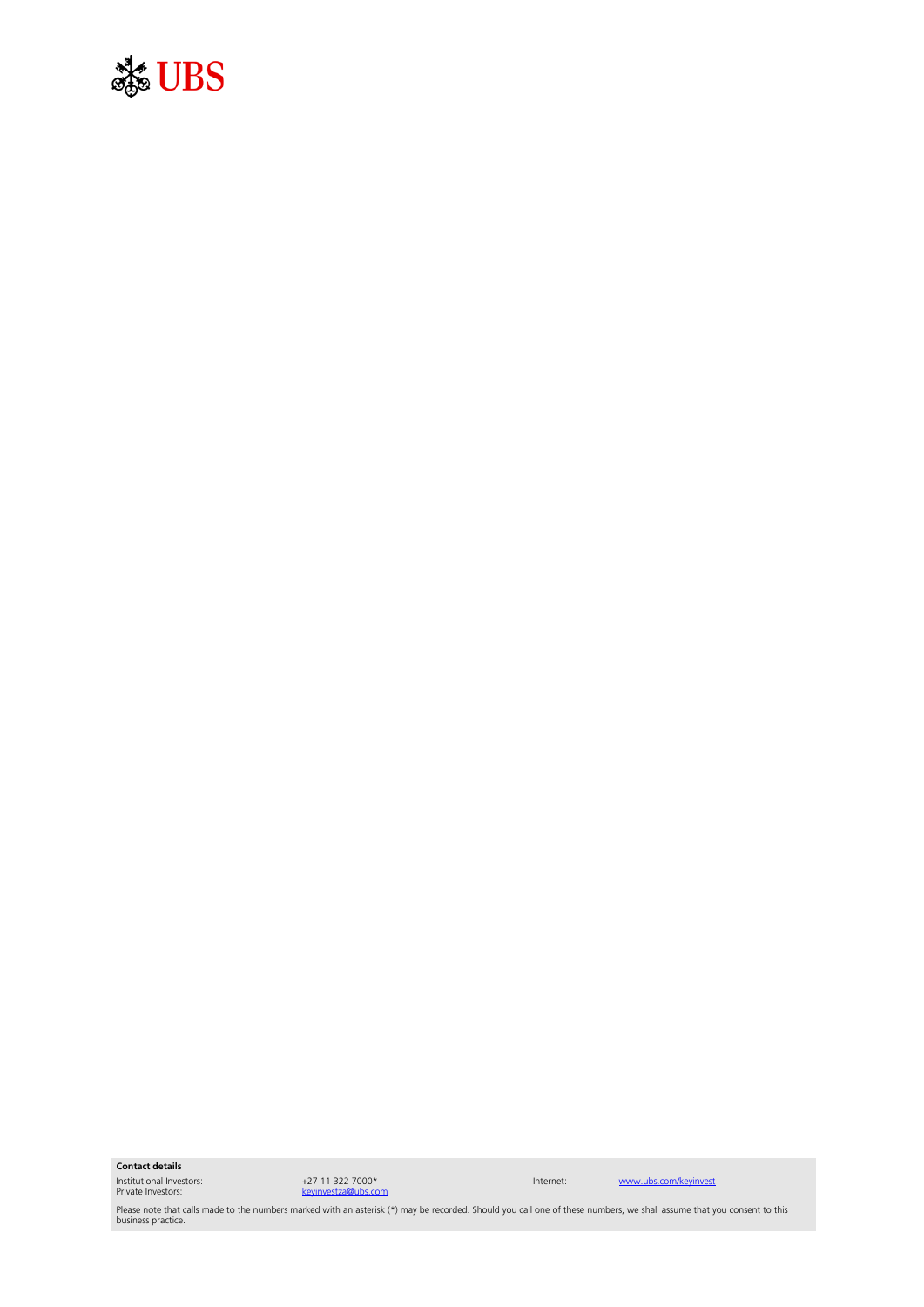**Contact details**

| | | | |
|---|---|---|---|
| Institutional Investors: | +27 11 322 7000* | Internet: | www.ubs.com/keyinvest |
| Private Investors: | keyinvestza@ubs.com | | |

Please note that calls made to the numbers marked with an asterisk (*) may be recorded. Should you call one of these numbers, we shall assume that you consent to this business practice.